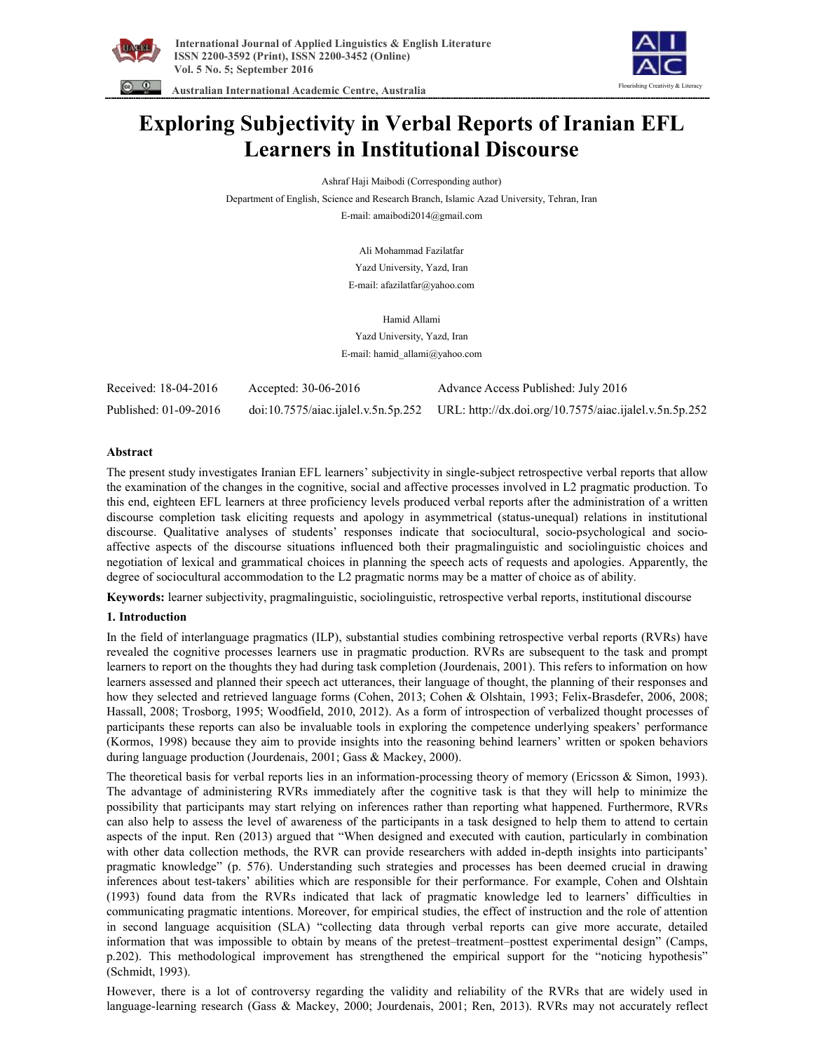# Exploring Subjectivity in Verbal Reports of Iranian EFL Learners in Institutional Discourse

Ashraf Haji Maibodi (Corresponding author)

Department of English, Science and Research Branch, Islamic Azad University, Tehran, Iran

E-mail: amaibodi2014@gmail.com

Ali Mohammad Fazilatfar

Yazd University, Yazd, Iran

E-mail: afazilatfar@yahoo.com

Hamid Allami

Yazd University, Yazd, Iran

E-mail: hamid_allami@yahoo.com

| Received: 18-04-2016 | Accepted: 30-06-2016 | Advance Access Published: July 2016 |
|---|---|---|
| Published: 01-09-2016 | doi:10.7575/aiac.ijalel.v.5n.5p.252 | URL: http://dx.doi.org/10.7575/aiac.ijalel.v.5n.5p.252 |

## Abstract

The present study investigates Iranian EFL learners' subjectivity in single-subject retrospective verbal reports that allow the examination of the changes in the cognitive, social and affective processes involved in L2 pragmatic production. To this end, eighteen EFL learners at three proficiency levels produced verbal reports after the administration of a written discourse completion task eliciting requests and apology in asymmetrical (status-unequal) relations in institutional discourse. Qualitative analyses of students' responses indicate that sociocultural, socio-psychological and socio-affective aspects of the discourse situations influenced both their pragmalinguistic and sociolinguistic choices and negotiation of lexical and grammatical choices in planning the speech acts of requests and apologies. Apparently, the degree of sociocultural accommodation to the L2 pragmatic norms may be a matter of choice as of ability.

**Keywords:** learner subjectivity, pragmalinguistic, sociolinguistic, retrospective verbal reports, institutional discourse

## 1. Introduction

In the field of interlanguage pragmatics (ILP), substantial studies combining retrospective verbal reports (RVRs) have revealed the cognitive processes learners use in pragmatic production. RVRs are subsequent to the task and prompt learners to report on the thoughts they had during task completion (Jourdenais, 2001). This refers to information on how learners assessed and planned their speech act utterances, their language of thought, the planning of their responses and how they selected and retrieved language forms (Cohen, 2013; Cohen & Olshtain, 1993; Felix-Brasdefer, 2006, 2008; Hassall, 2008; Trosborg, 1995; Woodfield, 2010, 2012). As a form of introspection of verbalized thought processes of participants these reports can also be invaluable tools in exploring the competence underlying speakers' performance (Kormos, 1998) because they aim to provide insights into the reasoning behind learners' written or spoken behaviors during language production (Jourdenais, 2001; Gass & Mackey, 2000).

The theoretical basis for verbal reports lies in an information-processing theory of memory (Ericsson & Simon, 1993). The advantage of administering RVRs immediately after the cognitive task is that they will help to minimize the possibility that participants may start relying on inferences rather than reporting what happened. Furthermore, RVRs can also help to assess the level of awareness of the participants in a task designed to help them to attend to certain aspects of the input. Ren (2013) argued that "When designed and executed with caution, particularly in combination with other data collection methods, the RVR can provide researchers with added in-depth insights into participants' pragmatic knowledge" (p. 576). Understanding such strategies and processes has been deemed crucial in drawing inferences about test-takers' abilities which are responsible for their performance. For example, Cohen and Olshtain (1993) found data from the RVRs indicated that lack of pragmatic knowledge led to learners' difficulties in communicating pragmatic intentions. Moreover, for empirical studies, the effect of instruction and the role of attention in second language acquisition (SLA) "collecting data through verbal reports can give more accurate, detailed information that was impossible to obtain by means of the pretest–treatment–posttest experimental design" (Camps, p.202). This methodological improvement has strengthened the empirical support for the "noticing hypothesis" (Schmidt, 1993).

However, there is a lot of controversy regarding the validity and reliability of the RVRs that are widely used in language-learning research (Gass & Mackey, 2000; Jourdenais, 2001; Ren, 2013). RVRs may not accurately reflect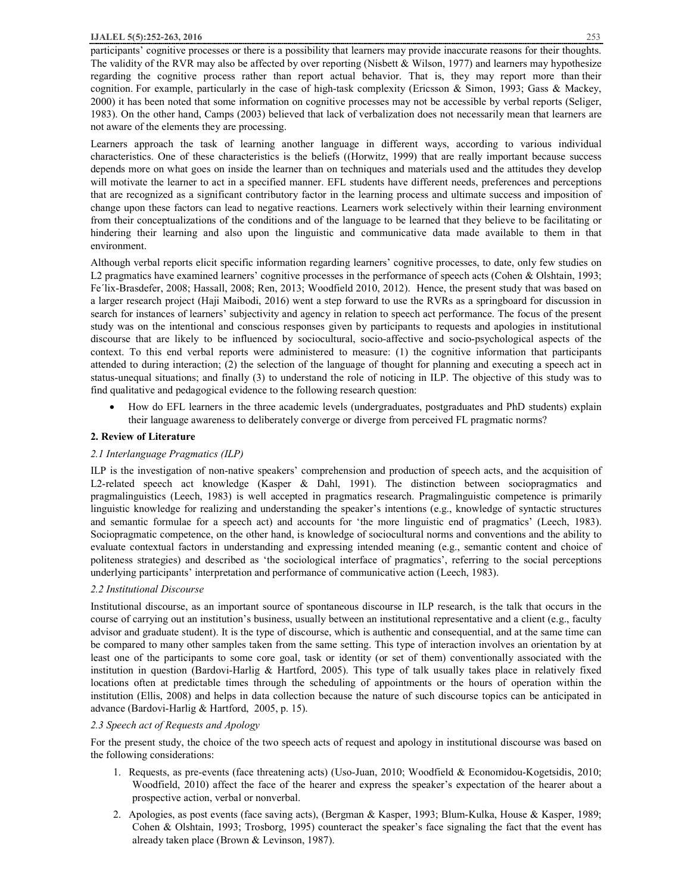participants' cognitive processes or there is a possibility that learners may provide inaccurate reasons for their thoughts. The validity of the RVR may also be affected by over reporting (Nisbett & Wilson, 1977) and learners may hypothesize regarding the cognitive process rather than report actual behavior. That is, they may report more than their cognition. For example, particularly in the case of high-task complexity (Ericsson & Simon, 1993; Gass & Mackey, 2000) it has been noted that some information on cognitive processes may not be accessible by verbal reports (Seliger, 1983). On the other hand, Camps (2003) believed that lack of verbalization does not necessarily mean that learners are not aware of the elements they are processing.

Learners approach the task of learning another language in different ways, according to various individual characteristics. One of these characteristics is the beliefs ((Horwitz, 1999) that are really important because success depends more on what goes on inside the learner than on techniques and materials used and the attitudes they develop will motivate the learner to act in a specified manner. EFL students have different needs, preferences and perceptions that are recognized as a significant contributory factor in the learning process and ultimate success and imposition of change upon these factors can lead to negative reactions. Learners work selectively within their learning environment from their conceptualizations of the conditions and of the language to be learned that they believe to be facilitating or hindering their learning and also upon the linguistic and communicative data made available to them in that environment.

Although verbal reports elicit specific information regarding learners' cognitive processes, to date, only few studies on L2 pragmatics have examined learners' cognitive processes in the performance of speech acts (Cohen & Olshtain, 1993; Fe´lix-Brasdefer, 2008; Hassall, 2008; Ren, 2013; Woodfield 2010, 2012). Hence, the present study that was based on a larger research project (Haji Maibodi, 2016) went a step forward to use the RVRs as a springboard for discussion in search for instances of learners' subjectivity and agency in relation to speech act performance. The focus of the present study was on the intentional and conscious responses given by participants to requests and apologies in institutional discourse that are likely to be influenced by sociocultural, socio-affective and socio-psychological aspects of the context. To this end verbal reports were administered to measure: (1) the cognitive information that participants attended to during interaction; (2) the selection of the language of thought for planning and executing a speech act in status-unequal situations; and finally (3) to understand the role of noticing in ILP. The objective of this study was to find qualitative and pedagogical evidence to the following research question:

- How do EFL learners in the three academic levels (undergraduates, postgraduates and PhD students) explain their language awareness to deliberately converge or diverge from perceived FL pragmatic norms?

## 2. Review of Literature

### *2.1 Interlanguage Pragmatics (ILP)*

ILP is the investigation of non-native speakers' comprehension and production of speech acts, and the acquisition of L2-related speech act knowledge (Kasper & Dahl, 1991). The distinction between sociopragmatics and pragmalinguistics (Leech, 1983) is well accepted in pragmatics research. Pragmalinguistic competence is primarily linguistic knowledge for realizing and understanding the speaker's intentions (e.g., knowledge of syntactic structures and semantic formulae for a speech act) and accounts for 'the more linguistic end of pragmatics' (Leech, 1983). Sociopragmatic competence, on the other hand, is knowledge of sociocultural norms and conventions and the ability to evaluate contextual factors in understanding and expressing intended meaning (e.g., semantic content and choice of politeness strategies) and described as 'the sociological interface of pragmatics', referring to the social perceptions underlying participants' interpretation and performance of communicative action (Leech, 1983).

### *2.2 Institutional Discourse*

Institutional discourse, as an important source of spontaneous discourse in ILP research, is the talk that occurs in the course of carrying out an institution's business, usually between an institutional representative and a client (e.g., faculty advisor and graduate student). It is the type of discourse, which is authentic and consequential, and at the same time can be compared to many other samples taken from the same setting. This type of interaction involves an orientation by at least one of the participants to some core goal, task or identity (or set of them) conventionally associated with the institution in question (Bardovi-Harlig & Hartford, 2005). This type of talk usually takes place in relatively fixed locations often at predictable times through the scheduling of appointments or the hours of operation within the institution (Ellis, 2008) and helps in data collection because the nature of such discourse topics can be anticipated in advance (Bardovi-Harlig & Hartford, 2005, p. 15).

### *2.3 Speech act of Requests and Apology*

For the present study, the choice of the two speech acts of request and apology in institutional discourse was based on the following considerations:

1. Requests, as pre-events (face threatening acts) (Uso-Juan, 2010; Woodfield & Economidou-Kogetsidis, 2010; Woodfield, 2010) affect the face of the hearer and express the speaker's expectation of the hearer about a prospective action, verbal or nonverbal.
2. Apologies, as post events (face saving acts), (Bergman & Kasper, 1993; Blum-Kulka, House & Kasper, 1989; Cohen & Olshtain, 1993; Trosborg, 1995) counteract the speaker's face signaling the fact that the event has already taken place (Brown & Levinson, 1987).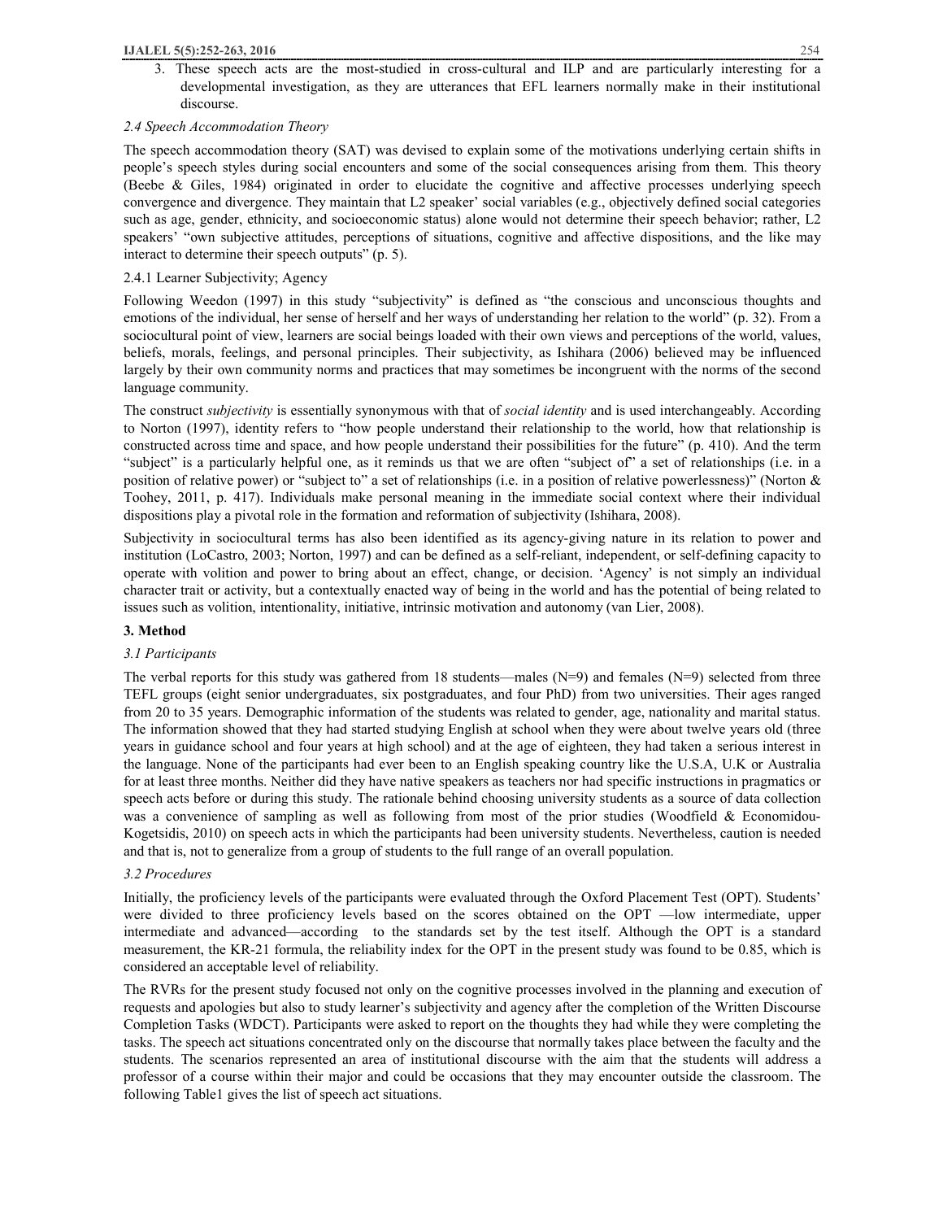3. These speech acts are the most-studied in cross-cultural and ILP and are particularly interesting for a developmental investigation, as they are utterances that EFL learners normally make in their institutional discourse.

### *2.4 Speech Accommodation Theory*

The speech accommodation theory (SAT) was devised to explain some of the motivations underlying certain shifts in people's speech styles during social encounters and some of the social consequences arising from them. This theory (Beebe & Giles, 1984) originated in order to elucidate the cognitive and affective processes underlying speech convergence and divergence. They maintain that L2 speaker' social variables (e.g., objectively defined social categories such as age, gender, ethnicity, and socioeconomic status) alone would not determine their speech behavior; rather, L2 speakers' "own subjective attitudes, perceptions of situations, cognitive and affective dispositions, and the like may interact to determine their speech outputs" (p. 5).

#### 2.4.1 Learner Subjectivity; Agency

Following Weedon (1997) in this study "subjectivity" is defined as "the conscious and unconscious thoughts and emotions of the individual, her sense of herself and her ways of understanding her relation to the world" (p. 32). From a sociocultural point of view, learners are social beings loaded with their own views and perceptions of the world, values, beliefs, morals, feelings, and personal principles. Their subjectivity, as Ishihara (2006) believed may be influenced largely by their own community norms and practices that may sometimes be incongruent with the norms of the second language community.

The construct *subjectivity* is essentially synonymous with that of *social identity* and is used interchangeably. According to Norton (1997), identity refers to "how people understand their relationship to the world, how that relationship is constructed across time and space, and how people understand their possibilities for the future" (p. 410). And the term "subject" is a particularly helpful one, as it reminds us that we are often "subject of" a set of relationships (i.e. in a position of relative power) or "subject to" a set of relationships (i.e. in a position of relative powerlessness)" (Norton & Toohey, 2011, p. 417). Individuals make personal meaning in the immediate social context where their individual dispositions play a pivotal role in the formation and reformation of subjectivity (Ishihara, 2008).

Subjectivity in sociocultural terms has also been identified as its agency-giving nature in its relation to power and institution (LoCastro, 2003; Norton, 1997) and can be defined as a self-reliant, independent, or self-defining capacity to operate with volition and power to bring about an effect, change, or decision. 'Agency' is not simply an individual character trait or activity, but a contextually enacted way of being in the world and has the potential of being related to issues such as volition, intentionality, initiative, intrinsic motivation and autonomy (van Lier, 2008).

## 3. Method

### *3.1 Participants*

The verbal reports for this study was gathered from 18 students—males (N=9) and females (N=9) selected from three TEFL groups (eight senior undergraduates, six postgraduates, and four PhD) from two universities. Their ages ranged from 20 to 35 years. Demographic information of the students was related to gender, age, nationality and marital status. The information showed that they had started studying English at school when they were about twelve years old (three years in guidance school and four years at high school) and at the age of eighteen, they had taken a serious interest in the language. None of the participants had ever been to an English speaking country like the U.S.A, U.K or Australia for at least three months. Neither did they have native speakers as teachers nor had specific instructions in pragmatics or speech acts before or during this study. The rationale behind choosing university students as a source of data collection was a convenience of sampling as well as following from most of the prior studies (Woodfield & Economidou-Kogetsidis, 2010) on speech acts in which the participants had been university students. Nevertheless, caution is needed and that is, not to generalize from a group of students to the full range of an overall population.

### *3.2 Procedures*

Initially, the proficiency levels of the participants were evaluated through the Oxford Placement Test (OPT). Students' were divided to three proficiency levels based on the scores obtained on the OPT —low intermediate, upper intermediate and advanced—according to the standards set by the test itself. Although the OPT is a standard measurement, the KR-21 formula, the reliability index for the OPT in the present study was found to be 0.85, which is considered an acceptable level of reliability.

The RVRs for the present study focused not only on the cognitive processes involved in the planning and execution of requests and apologies but also to study learner's subjectivity and agency after the completion of the Written Discourse Completion Tasks (WDCT). Participants were asked to report on the thoughts they had while they were completing the tasks. The speech act situations concentrated only on the discourse that normally takes place between the faculty and the students. The scenarios represented an area of institutional discourse with the aim that the students will address a professor of a course within their major and could be occasions that they may encounter outside the classroom. The following Table1 gives the list of speech act situations.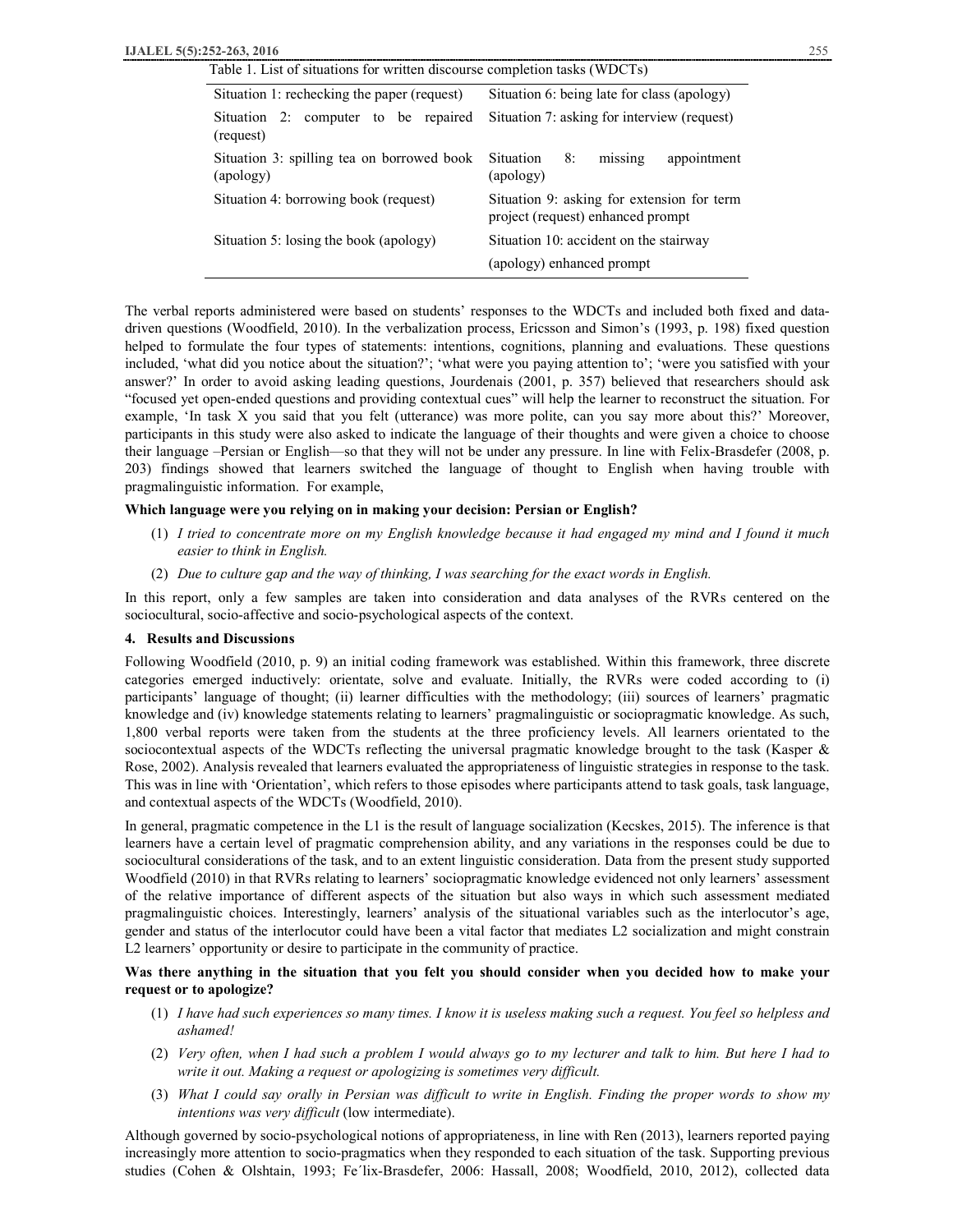Table 1. List of situations for written discourse completion tasks (WDCTs)

| | |
|---|---|
| Situation 1: rechecking the paper (request) | Situation 6: being late for class (apology) |
| Situation 2: computer to be repaired (request) | Situation 7: asking for interview (request) |
| Situation 3: spilling tea on borrowed book (apology) | Situation 8: missing appointment (apology) |
| Situation 4: borrowing book (request) | Situation 9: asking for extension for term project (request) enhanced prompt |
| Situation 5: losing the book (apology) | Situation 10: accident on the stairway (apology) enhanced prompt |

The verbal reports administered were based on students' responses to the WDCTs and included both fixed and data-driven questions (Woodfield, 2010). In the verbalization process, Ericsson and Simon's (1993, p. 198) fixed question helped to formulate the four types of statements: intentions, cognitions, planning and evaluations. These questions included, 'what did you notice about the situation?'; 'what were you paying attention to'; 'were you satisfied with your answer?' In order to avoid asking leading questions, Jourdenais (2001, p. 357) believed that researchers should ask "focused yet open-ended questions and providing contextual cues" will help the learner to reconstruct the situation. For example, 'In task X you said that you felt (utterance) was more polite, can you say more about this?' Moreover, participants in this study were also asked to indicate the language of their thoughts and were given a choice to choose their language –Persian or English—so that they will not be under any pressure. In line with Felix-Brasdefer (2008, p. 203) findings showed that learners switched the language of thought to English when having trouble with pragmalinguistic information. For example,

**Which language were you relying on in making your decision: Persian or English?**

(1) *I tried to concentrate more on my English knowledge because it had engaged my mind and I found it much easier to think in English.*

(2) *Due to culture gap and the way of thinking, I was searching for the exact words in English.*

In this report, only a few samples are taken into consideration and data analyses of the RVRs centered on the sociocultural, socio-affective and socio-psychological aspects of the context.

## 4. Results and Discussions

Following Woodfield (2010, p. 9) an initial coding framework was established. Within this framework, three discrete categories emerged inductively: orientate, solve and evaluate. Initially, the RVRs were coded according to (i) participants' language of thought; (ii) learner difficulties with the methodology; (iii) sources of learners' pragmatic knowledge and (iv) knowledge statements relating to learners' pragmalinguistic or sociopragmatic knowledge. As such, 1,800 verbal reports were taken from the students at the three proficiency levels. All learners orientated to the sociocontextual aspects of the WDCTs reflecting the universal pragmatic knowledge brought to the task (Kasper & Rose, 2002). Analysis revealed that learners evaluated the appropriateness of linguistic strategies in response to the task. This was in line with 'Orientation', which refers to those episodes where participants attend to task goals, task language, and contextual aspects of the WDCTs (Woodfield, 2010).

In general, pragmatic competence in the L1 is the result of language socialization (Kecskes, 2015). The inference is that learners have a certain level of pragmatic comprehension ability, and any variations in the responses could be due to sociocultural considerations of the task, and to an extent linguistic consideration. Data from the present study supported Woodfield (2010) in that RVRs relating to learners' sociopragmatic knowledge evidenced not only learners' assessment of the relative importance of different aspects of the situation but also ways in which such assessment mediated pragmalinguistic choices. Interestingly, learners' analysis of the situational variables such as the interlocutor's age, gender and status of the interlocutor could have been a vital factor that mediates L2 socialization and might constrain L2 learners' opportunity or desire to participate in the community of practice.

**Was there anything in the situation that you felt you should consider when you decided how to make your request or to apologize?**

(1) *I have had such experiences so many times. I know it is useless making such a request. You feel so helpless and ashamed!*

(2) *Very often, when I had such a problem I would always go to my lecturer and talk to him. But here I had to write it out. Making a request or apologizing is sometimes very difficult.*

(3) *What I could say orally in Persian was difficult to write in English. Finding the proper words to show my intentions was very difficult* (low intermediate).

Although governed by socio-psychological notions of appropriateness, in line with Ren (2013), learners reported paying increasingly more attention to socio-pragmatics when they responded to each situation of the task. Supporting previous studies (Cohen & Olshtain, 1993; Fe´lix-Brasdefer, 2006: Hassall, 2008; Woodfield, 2010, 2012), collected data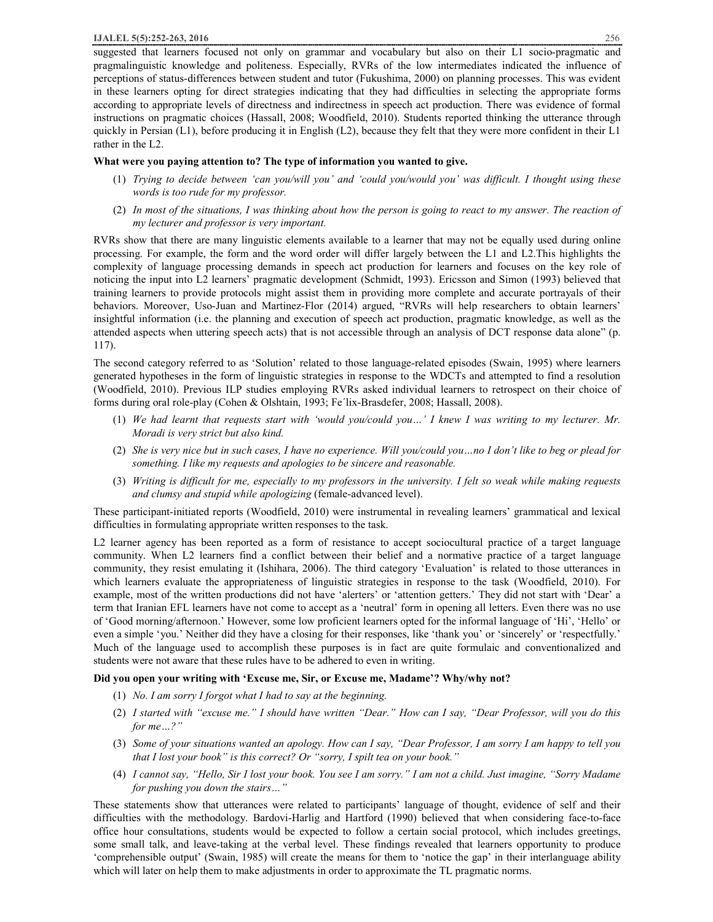suggested that learners focused not only on grammar and vocabulary but also on their L1 socio-pragmatic and pragmalinguistic knowledge and politeness. Especially, RVRs of the low intermediates indicated the influence of perceptions of status-differences between student and tutor (Fukushima, 2000) on planning processes. This was evident in these learners opting for direct strategies indicating that they had difficulties in selecting the appropriate forms according to appropriate levels of directness and indirectness in speech act production. There was evidence of formal instructions on pragmatic choices (Hassall, 2008; Woodfield, 2010). Students reported thinking the utterance through quickly in Persian (L1), before producing it in English (L2), because they felt that they were more confident in their L1 rather in the L2.

**What were you paying attention to? The type of information you wanted to give.**

(1) *Trying to decide between 'can you/will you' and 'could you/would you' was difficult. I thought using these words is too rude for my professor.*

(2) *In most of the situations, I was thinking about how the person is going to react to my answer. The reaction of my lecturer and professor is very important.*

RVRs show that there are many linguistic elements available to a learner that may not be equally used during online processing. For example, the form and the word order will differ largely between the L1 and L2.This highlights the complexity of language processing demands in speech act production for learners and focuses on the key role of noticing the input into L2 learners' pragmatic development (Schmidt, 1993). Ericsson and Simon (1993) believed that training learners to provide protocols might assist them in providing more complete and accurate portrayals of their behaviors. Moreover, Uso-Juan and Martinez-Flor (2014) argued, "RVRs will help researchers to obtain learners' insightful information (i.e. the planning and execution of speech act production, pragmatic knowledge, as well as the attended aspects when uttering speech acts) that is not accessible through an analysis of DCT response data alone" (p. 117).

The second category referred to as 'Solution' related to those language-related episodes (Swain, 1995) where learners generated hypotheses in the form of linguistic strategies in response to the WDCTs and attempted to find a resolution (Woodfield, 2010). Previous ILP studies employing RVRs asked individual learners to retrospect on their choice of forms during oral role-play (Cohen & Olshtain, 1993; Fe´lix-Brasdefer, 2008; Hassall, 2008).

(1) *We had learnt that requests start with 'would you/could you…' I knew I was writing to my lecturer. Mr. Moradi is very strict but also kind.*

(2) *She is very nice but in such cases, I have no experience. Will you/could you…no I don't like to beg or plead for something. I like my requests and apologies to be sincere and reasonable.*

(3) *Writing is difficult for me, especially to my professors in the university. I felt so weak while making requests and clumsy and stupid while apologizing* (female-advanced level).

These participant-initiated reports (Woodfield, 2010) were instrumental in revealing learners' grammatical and lexical difficulties in formulating appropriate written responses to the task.

L2 learner agency has been reported as a form of resistance to accept sociocultural practice of a target language community. When L2 learners find a conflict between their belief and a normative practice of a target language community, they resist emulating it (Ishihara, 2006). The third category 'Evaluation' is related to those utterances in which learners evaluate the appropriateness of linguistic strategies in response to the task (Woodfield, 2010). For example, most of the written productions did not have 'alerters' or 'attention getters.' They did not start with 'Dear' a term that Iranian EFL learners have not come to accept as a 'neutral' form in opening all letters. Even there was no use of 'Good morning/afternoon.' However, some low proficient learners opted for the informal language of 'Hi', 'Hello' or even a simple 'you.' Neither did they have a closing for their responses, like 'thank you' or 'sincerely' or 'respectfully.' Much of the language used to accomplish these purposes is in fact are quite formulaic and conventionalized and students were not aware that these rules have to be adhered to even in writing.

**Did you open your writing with 'Excuse me, Sir, or Excuse me, Madame'? Why/why not?**

(1) *No. I am sorry I forgot what I had to say at the beginning.*

(2) *I started with "excuse me." I should have written "Dear." How can I say, "Dear Professor, will you do this for me…?"*

(3) *Some of your situations wanted an apology. How can I say, "Dear Professor, I am sorry I am happy to tell you that I lost your book" is this correct? Or "sorry, I spilt tea on your book."*

(4) *I cannot say, "Hello, Sir I lost your book. You see I am sorry." I am not a child. Just imagine, "Sorry Madame for pushing you down the stairs…"*

These statements show that utterances were related to participants' language of thought, evidence of self and their difficulties with the methodology. Bardovi-Harlig and Hartford (1990) believed that when considering face-to-face office hour consultations, students would be expected to follow a certain social protocol, which includes greetings, some small talk, and leave-taking at the verbal level. These findings revealed that learners opportunity to produce 'comprehensible output' (Swain, 1985) will create the means for them to 'notice the gap' in their interlanguage ability which will later on help them to make adjustments in order to approximate the TL pragmatic norms.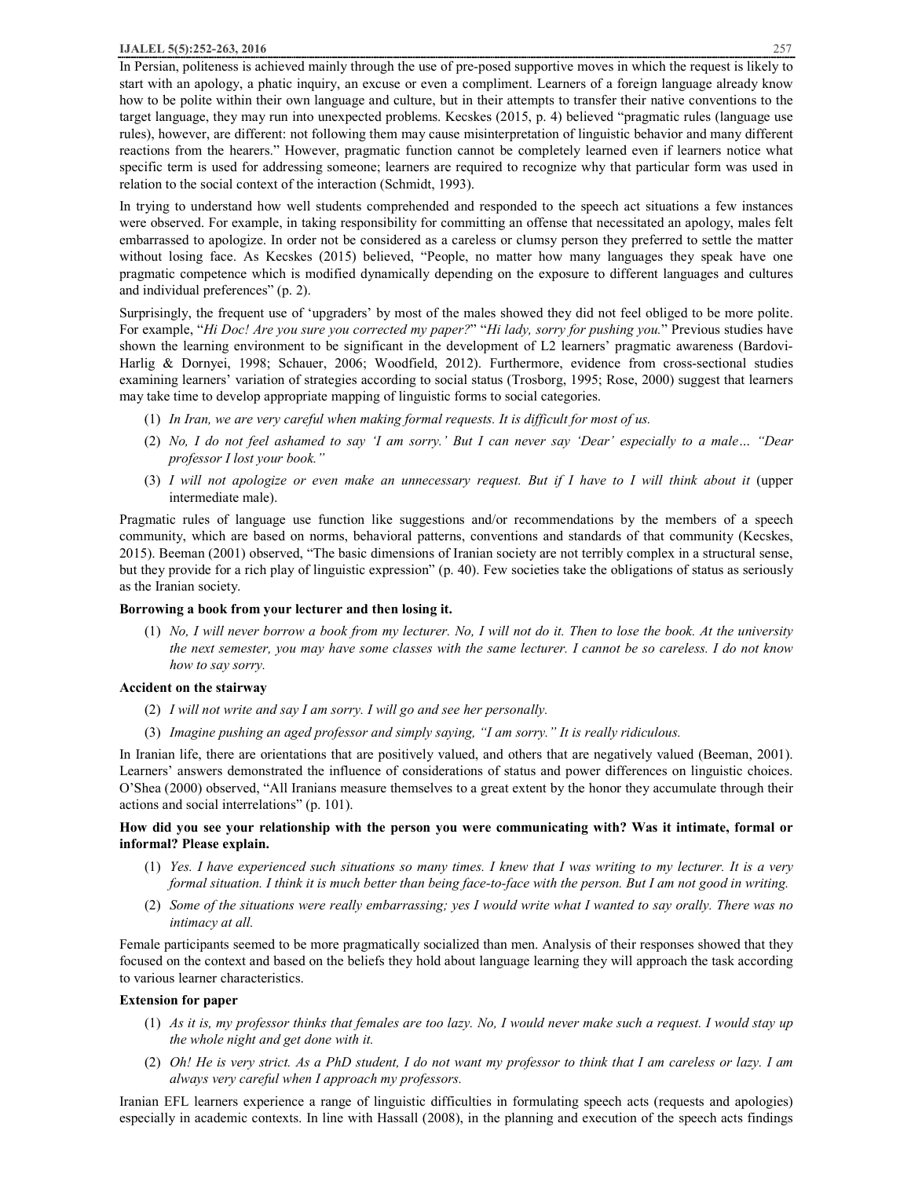In Persian, politeness is achieved mainly through the use of pre-posed supportive moves in which the request is likely to start with an apology, a phatic inquiry, an excuse or even a compliment. Learners of a foreign language already know how to be polite within their own language and culture, but in their attempts to transfer their native conventions to the target language, they may run into unexpected problems. Kecskes (2015, p. 4) believed "pragmatic rules (language use rules), however, are different: not following them may cause misinterpretation of linguistic behavior and many different reactions from the hearers." However, pragmatic function cannot be completely learned even if learners notice what specific term is used for addressing someone; learners are required to recognize why that particular form was used in relation to the social context of the interaction (Schmidt, 1993).

In trying to understand how well students comprehended and responded to the speech act situations a few instances were observed. For example, in taking responsibility for committing an offense that necessitated an apology, males felt embarrassed to apologize. In order not be considered as a careless or clumsy person they preferred to settle the matter without losing face. As Kecskes (2015) believed, "People, no matter how many languages they speak have one pragmatic competence which is modified dynamically depending on the exposure to different languages and cultures and individual preferences" (p. 2).

Surprisingly, the frequent use of 'upgraders' by most of the males showed they did not feel obliged to be more polite. For example, "*Hi Doc! Are you sure you corrected my paper?*" "*Hi lady, sorry for pushing you.*" Previous studies have shown the learning environment to be significant in the development of L2 learners' pragmatic awareness (Bardovi-Harlig & Dornyei, 1998; Schauer, 2006; Woodfield, 2012). Furthermore, evidence from cross-sectional studies examining learners' variation of strategies according to social status (Trosborg, 1995; Rose, 2000) suggest that learners may take time to develop appropriate mapping of linguistic forms to social categories.

(1) *In Iran, we are very careful when making formal requests. It is difficult for most of us.*

(2) *No, I do not feel ashamed to say 'I am sorry.' But I can never say 'Dear' especially to a male… "Dear professor I lost your book."*

(3) *I will not apologize or even make an unnecessary request. But if I have to I will think about it* (upper intermediate male).

Pragmatic rules of language use function like suggestions and/or recommendations by the members of a speech community, which are based on norms, behavioral patterns, conventions and standards of that community (Kecskes, 2015). Beeman (2001) observed, "The basic dimensions of Iranian society are not terribly complex in a structural sense, but they provide for a rich play of linguistic expression" (p. 40). Few societies take the obligations of status as seriously as the Iranian society.

**Borrowing a book from your lecturer and then losing it.**

(1) *No, I will never borrow a book from my lecturer. No, I will not do it. Then to lose the book. At the university the next semester, you may have some classes with the same lecturer. I cannot be so careless. I do not know how to say sorry.*

**Accident on the stairway**

(2) *I will not write and say I am sorry. I will go and see her personally.*

(3) *Imagine pushing an aged professor and simply saying, "I am sorry." It is really ridiculous.*

In Iranian life, there are orientations that are positively valued, and others that are negatively valued (Beeman, 2001). Learners' answers demonstrated the influence of considerations of status and power differences on linguistic choices. O'Shea (2000) observed, "All Iranians measure themselves to a great extent by the honor they accumulate through their actions and social interrelations" (p. 101).

**How did you see your relationship with the person you were communicating with? Was it intimate, formal or informal? Please explain.**

(1) *Yes. I have experienced such situations so many times. I knew that I was writing to my lecturer. It is a very formal situation. I think it is much better than being face-to-face with the person. But I am not good in writing.*

(2) *Some of the situations were really embarrassing; yes I would write what I wanted to say orally. There was no intimacy at all.*

Female participants seemed to be more pragmatically socialized than men. Analysis of their responses showed that they focused on the context and based on the beliefs they hold about language learning they will approach the task according to various learner characteristics.

**Extension for paper**

(1) *As it is, my professor thinks that females are too lazy. No, I would never make such a request. I would stay up the whole night and get done with it.*

(2) *Oh! He is very strict. As a PhD student, I do not want my professor to think that I am careless or lazy. I am always very careful when I approach my professors.*

Iranian EFL learners experience a range of linguistic difficulties in formulating speech acts (requests and apologies) especially in academic contexts. In line with Hassall (2008), in the planning and execution of the speech acts findings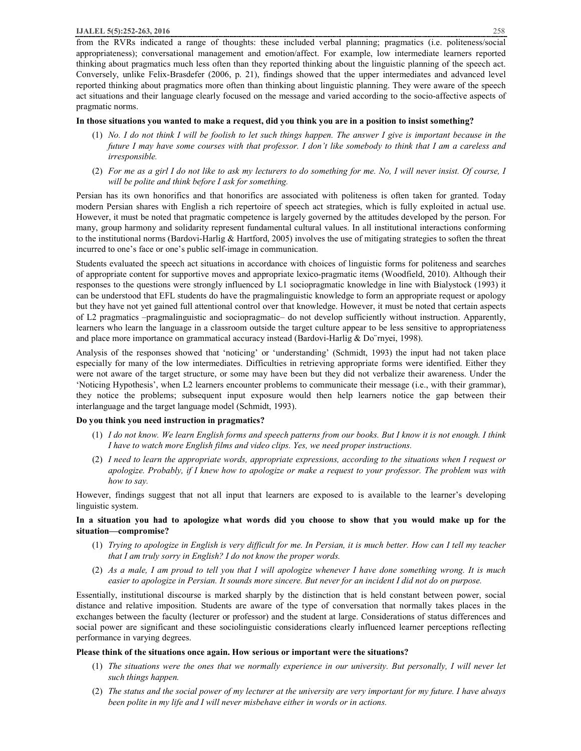from the RVRs indicated a range of thoughts: these included verbal planning; pragmatics (i.e. politeness/social appropriateness); conversational management and emotion/affect. For example, low intermediate learners reported thinking about pragmatics much less often than they reported thinking about the linguistic planning of the speech act. Conversely, unlike Felix-Brasdefer (2006, p. 21), findings showed that the upper intermediates and advanced level reported thinking about pragmatics more often than thinking about linguistic planning. They were aware of the speech act situations and their language clearly focused on the message and varied according to the socio-affective aspects of pragmatic norms.

**In those situations you wanted to make a request, did you think you are in a position to insist something?**

(1) *No. I do not think I will be foolish to let such things happen. The answer I give is important because in the future I may have some courses with that professor. I don't like somebody to think that I am a careless and irresponsible.*

(2) *For me as a girl I do not like to ask my lecturers to do something for me. No, I will never insist. Of course, I will be polite and think before I ask for something.*

Persian has its own honorifics and that honorifics are associated with politeness is often taken for granted. Today modern Persian shares with English a rich repertoire of speech act strategies, which is fully exploited in actual use. However, it must be noted that pragmatic competence is largely governed by the attitudes developed by the person. For many, group harmony and solidarity represent fundamental cultural values. In all institutional interactions conforming to the institutional norms (Bardovi-Harlig & Hartford, 2005) involves the use of mitigating strategies to soften the threat incurred to one's face or one's public self-image in communication.

Students evaluated the speech act situations in accordance with choices of linguistic forms for politeness and searches of appropriate content for supportive moves and appropriate lexico-pragmatic items (Woodfield, 2010). Although their responses to the questions were strongly influenced by L1 sociopragmatic knowledge in line with Bialystock (1993) it can be understood that EFL students do have the pragmalinguistic knowledge to form an appropriate request or apology but they have not yet gained full attentional control over that knowledge. However, it must be noted that certain aspects of L2 pragmatics –pragmalinguistic and sociopragmatic– do not develop sufficiently without instruction. Apparently, learners who learn the language in a classroom outside the target culture appear to be less sensitive to appropriateness and place more importance on grammatical accuracy instead (Bardovi-Harlig & Do¨rnyei, 1998).

Analysis of the responses showed that 'noticing' or 'understanding' (Schmidt, 1993) the input had not taken place especially for many of the low intermediates. Difficulties in retrieving appropriate forms were identified. Either they were not aware of the target structure, or some may have been but they did not verbalize their awareness. Under the 'Noticing Hypothesis', when L2 learners encounter problems to communicate their message (i.e., with their grammar), they notice the problems; subsequent input exposure would then help learners notice the gap between their interlanguage and the target language model (Schmidt, 1993).

**Do you think you need instruction in pragmatics?**

(1) *I do not know. We learn English forms and speech patterns from our books. But I know it is not enough. I think I have to watch more English films and video clips. Yes, we need proper instructions.*

(2) *I need to learn the appropriate words, appropriate expressions, according to the situations when I request or apologize. Probably, if I knew how to apologize or make a request to your professor. The problem was with how to say.*

However, findings suggest that not all input that learners are exposed to is available to the learner's developing linguistic system.

**In a situation you had to apologize what words did you choose to show that you would make up for the situation—compromise?**

(1) *Trying to apologize in English is very difficult for me. In Persian, it is much better. How can I tell my teacher that I am truly sorry in English? I do not know the proper words.*

(2) *As a male, I am proud to tell you that I will apologize whenever I have done something wrong. It is much easier to apologize in Persian. It sounds more sincere. But never for an incident I did not do on purpose.*

Essentially, institutional discourse is marked sharply by the distinction that is held constant between power, social distance and relative imposition. Students are aware of the type of conversation that normally takes places in the exchanges between the faculty (lecturer or professor) and the student at large. Considerations of status differences and social power are significant and these sociolinguistic considerations clearly influenced learner perceptions reflecting performance in varying degrees.

**Please think of the situations once again. How serious or important were the situations?**

(1) *The situations were the ones that we normally experience in our university. But personally, I will never let such things happen.*

(2) *The status and the social power of my lecturer at the university are very important for my future. I have always been polite in my life and I will never misbehave either in words or in actions.*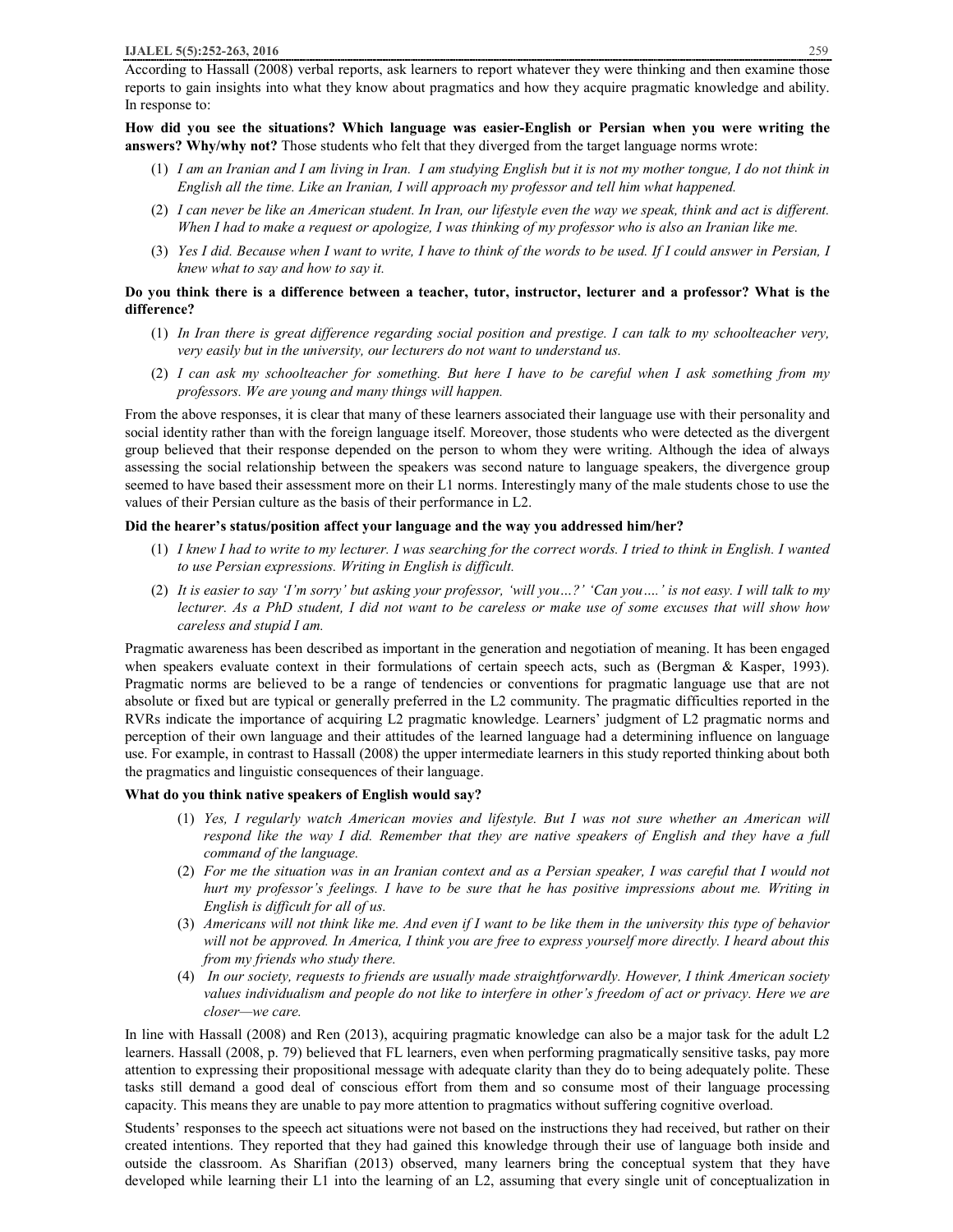According to Hassall (2008) verbal reports, ask learners to report whatever they were thinking and then examine those reports to gain insights into what they know about pragmatics and how they acquire pragmatic knowledge and ability. In response to:

**How did you see the situations? Which language was easier-English or Persian when you were writing the answers? Why/why not?** Those students who felt that they diverged from the target language norms wrote:

(1) *I am an Iranian and I am living in Iran. I am studying English but it is not my mother tongue, I do not think in English all the time. Like an Iranian, I will approach my professor and tell him what happened.*

(2) *I can never be like an American student. In Iran, our lifestyle even the way we speak, think and act is different. When I had to make a request or apologize, I was thinking of my professor who is also an Iranian like me.*

(3) *Yes I did. Because when I want to write, I have to think of the words to be used. If I could answer in Persian, I knew what to say and how to say it.*

**Do you think there is a difference between a teacher, tutor, instructor, lecturer and a professor? What is the difference?**

(1) *In Iran there is great difference regarding social position and prestige. I can talk to my schoolteacher very, very easily but in the university, our lecturers do not want to understand us.*

(2) *I can ask my schoolteacher for something. But here I have to be careful when I ask something from my professors. We are young and many things will happen.*

From the above responses, it is clear that many of these learners associated their language use with their personality and social identity rather than with the foreign language itself. Moreover, those students who were detected as the divergent group believed that their response depended on the person to whom they were writing. Although the idea of always assessing the social relationship between the speakers was second nature to language speakers, the divergence group seemed to have based their assessment more on their L1 norms. Interestingly many of the male students chose to use the values of their Persian culture as the basis of their performance in L2.

**Did the hearer's status/position affect your language and the way you addressed him/her?**

(1) *I knew I had to write to my lecturer. I was searching for the correct words. I tried to think in English. I wanted to use Persian expressions. Writing in English is difficult.*

(2) *It is easier to say 'I'm sorry' but asking your professor, 'will you…?' 'Can you….' is not easy. I will talk to my lecturer. As a PhD student, I did not want to be careless or make use of some excuses that will show how careless and stupid I am.*

Pragmatic awareness has been described as important in the generation and negotiation of meaning. It has been engaged when speakers evaluate context in their formulations of certain speech acts, such as (Bergman & Kasper, 1993). Pragmatic norms are believed to be a range of tendencies or conventions for pragmatic language use that are not absolute or fixed but are typical or generally preferred in the L2 community. The pragmatic difficulties reported in the RVRs indicate the importance of acquiring L2 pragmatic knowledge. Learners' judgment of L2 pragmatic norms and perception of their own language and their attitudes of the learned language had a determining influence on language use. For example, in contrast to Hassall (2008) the upper intermediate learners in this study reported thinking about both the pragmatics and linguistic consequences of their language.

**What do you think native speakers of English would say?**

(1) *Yes, I regularly watch American movies and lifestyle. But I was not sure whether an American will respond like the way I did. Remember that they are native speakers of English and they have a full command of the language.*

(2) *For me the situation was in an Iranian context and as a Persian speaker, I was careful that I would not hurt my professor's feelings. I have to be sure that he has positive impressions about me. Writing in English is difficult for all of us.*

(3) *Americans will not think like me. And even if I want to be like them in the university this type of behavior will not be approved. In America, I think you are free to express yourself more directly. I heard about this from my friends who study there.*

(4) *In our society, requests to friends are usually made straightforwardly. However, I think American society values individualism and people do not like to interfere in other's freedom of act or privacy. Here we are closer—we care.*

In line with Hassall (2008) and Ren (2013), acquiring pragmatic knowledge can also be a major task for the adult L2 learners. Hassall (2008, p. 79) believed that FL learners, even when performing pragmatically sensitive tasks, pay more attention to expressing their propositional message with adequate clarity than they do to being adequately polite. These tasks still demand a good deal of conscious effort from them and so consume most of their language processing capacity. This means they are unable to pay more attention to pragmatics without suffering cognitive overload.

Students' responses to the speech act situations were not based on the instructions they had received, but rather on their created intentions. They reported that they had gained this knowledge through their use of language both inside and outside the classroom. As Sharifian (2013) observed, many learners bring the conceptual system that they have developed while learning their L1 into the learning of an L2, assuming that every single unit of conceptualization in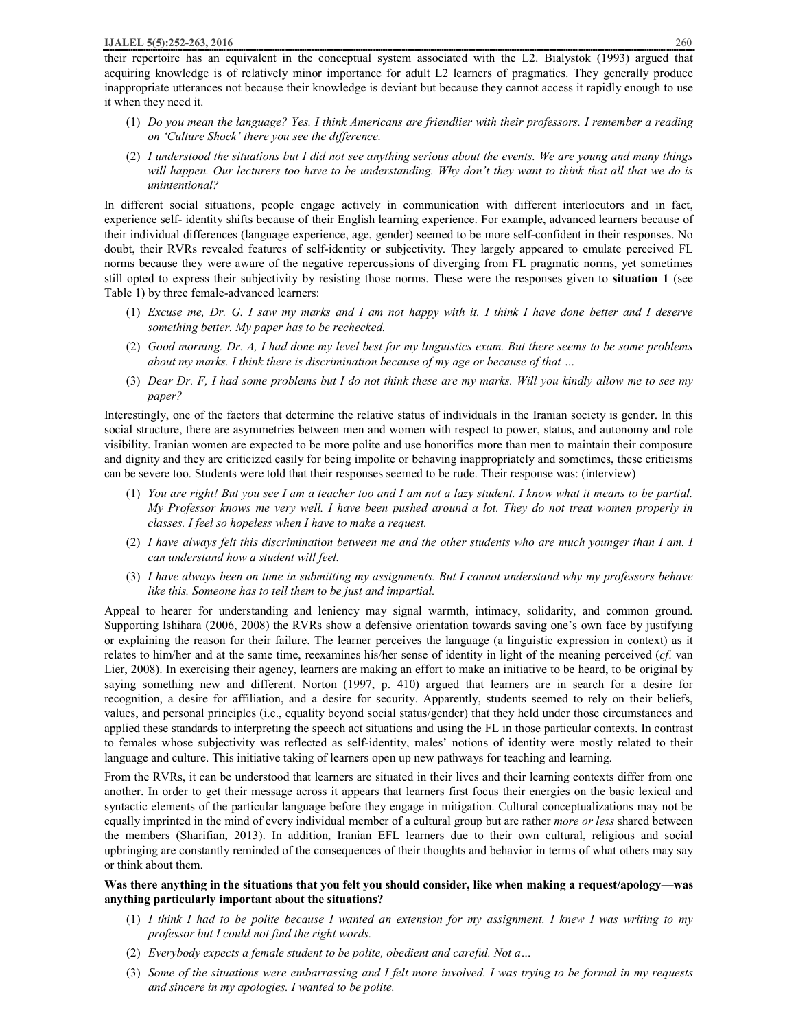their repertoire has an equivalent in the conceptual system associated with the L2. Bialystok (1993) argued that acquiring knowledge is of relatively minor importance for adult L2 learners of pragmatics. They generally produce inappropriate utterances not because their knowledge is deviant but because they cannot access it rapidly enough to use it when they need it.

(1) *Do you mean the language? Yes. I think Americans are friendlier with their professors. I remember a reading on 'Culture Shock' there you see the difference.*

(2) *I understood the situations but I did not see anything serious about the events. We are young and many things will happen. Our lecturers too have to be understanding. Why don't they want to think that all that we do is unintentional?*

In different social situations, people engage actively in communication with different interlocutors and in fact, experience self- identity shifts because of their English learning experience. For example, advanced learners because of their individual differences (language experience, age, gender) seemed to be more self-confident in their responses. No doubt, their RVRs revealed features of self-identity or subjectivity. They largely appeared to emulate perceived FL norms because they were aware of the negative repercussions of diverging from FL pragmatic norms, yet sometimes still opted to express their subjectivity by resisting those norms. These were the responses given to **situation 1** (see Table 1) by three female-advanced learners:

(1) *Excuse me, Dr. G. I saw my marks and I am not happy with it. I think I have done better and I deserve something better. My paper has to be rechecked.*

(2) *Good morning. Dr. A, I had done my level best for my linguistics exam. But there seems to be some problems about my marks. I think there is discrimination because of my age or because of that …*

(3) *Dear Dr. F, I had some problems but I do not think these are my marks. Will you kindly allow me to see my paper?*

Interestingly, one of the factors that determine the relative status of individuals in the Iranian society is gender. In this social structure, there are asymmetries between men and women with respect to power, status, and autonomy and role visibility. Iranian women are expected to be more polite and use honorifics more than men to maintain their composure and dignity and they are criticized easily for being impolite or behaving inappropriately and sometimes, these criticisms can be severe too. Students were told that their responses seemed to be rude. Their response was: (interview)

(1) *You are right! But you see I am a teacher too and I am not a lazy student. I know what it means to be partial. My Professor knows me very well. I have been pushed around a lot. They do not treat women properly in classes. I feel so hopeless when I have to make a request.*

(2) *I have always felt this discrimination between me and the other students who are much younger than I am. I can understand how a student will feel.*

(3) *I have always been on time in submitting my assignments. But I cannot understand why my professors behave like this. Someone has to tell them to be just and impartial.*

Appeal to hearer for understanding and leniency may signal warmth, intimacy, solidarity, and common ground. Supporting Ishihara (2006, 2008) the RVRs show a defensive orientation towards saving one's own face by justifying or explaining the reason for their failure. The learner perceives the language (a linguistic expression in context) as it relates to him/her and at the same time, reexamines his/her sense of identity in light of the meaning perceived (*cf*. van Lier, 2008). In exercising their agency, learners are making an effort to make an initiative to be heard, to be original by saying something new and different. Norton (1997, p. 410) argued that learners are in search for a desire for recognition, a desire for affiliation, and a desire for security. Apparently, students seemed to rely on their beliefs, values, and personal principles (i.e., equality beyond social status/gender) that they held under those circumstances and applied these standards to interpreting the speech act situations and using the FL in those particular contexts. In contrast to females whose subjectivity was reflected as self-identity, males' notions of identity were mostly related to their language and culture. This initiative taking of learners open up new pathways for teaching and learning.

From the RVRs, it can be understood that learners are situated in their lives and their learning contexts differ from one another. In order to get their message across it appears that learners first focus their energies on the basic lexical and syntactic elements of the particular language before they engage in mitigation. Cultural conceptualizations may not be equally imprinted in the mind of every individual member of a cultural group but are rather *more or less* shared between the members (Sharifian, 2013). In addition, Iranian EFL learners due to their own cultural, religious and social upbringing are constantly reminded of the consequences of their thoughts and behavior in terms of what others may say or think about them.

**Was there anything in the situations that you felt you should consider, like when making a request/apology—was anything particularly important about the situations?**

(1) *I think I had to be polite because I wanted an extension for my assignment. I knew I was writing to my professor but I could not find the right words.*

(2) *Everybody expects a female student to be polite, obedient and careful. Not a…*

(3) *Some of the situations were embarrassing and I felt more involved. I was trying to be formal in my requests and sincere in my apologies. I wanted to be polite.*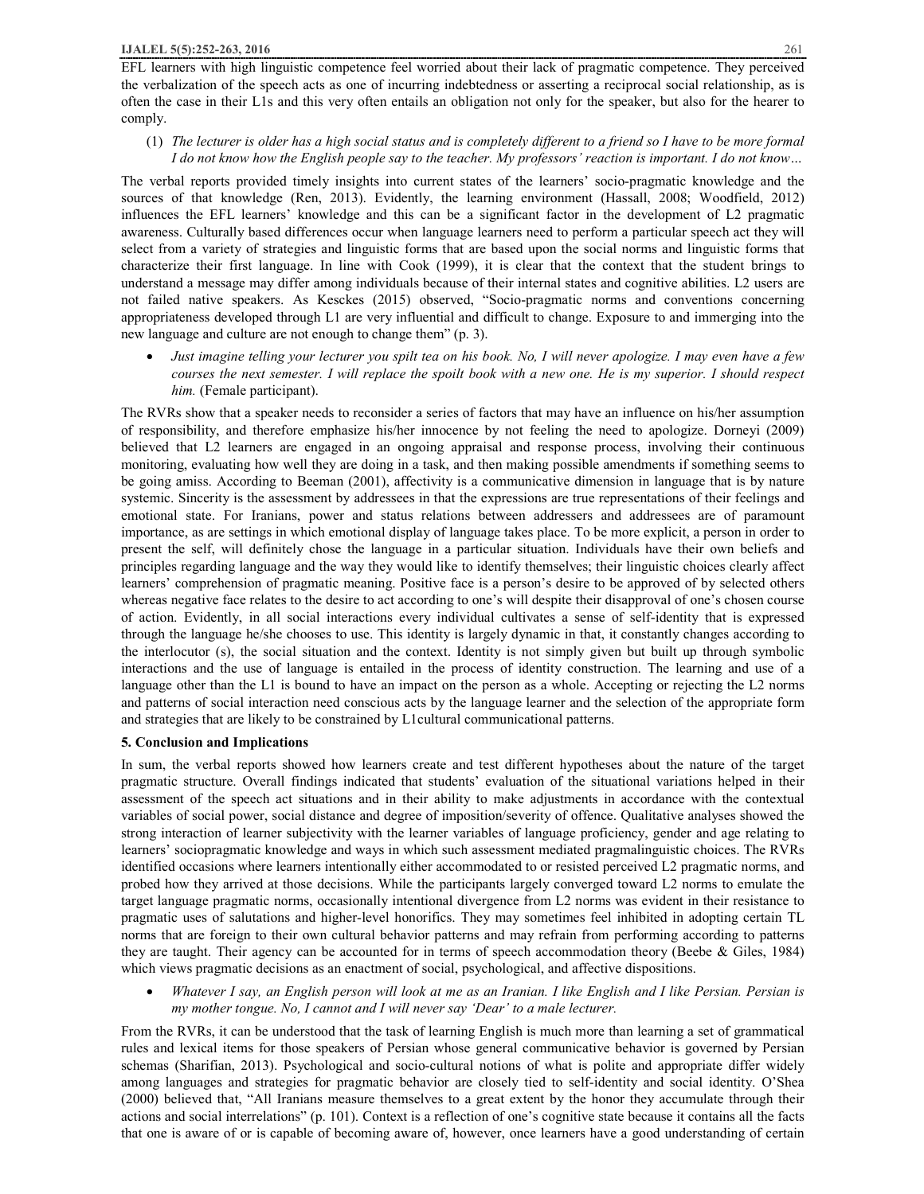EFL learners with high linguistic competence feel worried about their lack of pragmatic competence. They perceived the verbalization of the speech acts as one of incurring indebtedness or asserting a reciprocal social relationship, as is often the case in their L1s and this very often entails an obligation not only for the speaker, but also for the hearer to comply.

(1) *The lecturer is older has a high social status and is completely different to a friend so I have to be more formal I do not know how the English people say to the teacher. My professors' reaction is important. I do not know…*

The verbal reports provided timely insights into current states of the learners' socio-pragmatic knowledge and the sources of that knowledge (Ren, 2013). Evidently, the learning environment (Hassall, 2008; Woodfield, 2012) influences the EFL learners' knowledge and this can be a significant factor in the development of L2 pragmatic awareness. Culturally based differences occur when language learners need to perform a particular speech act they will select from a variety of strategies and linguistic forms that are based upon the social norms and linguistic forms that characterize their first language. In line with Cook (1999), it is clear that the context that the student brings to understand a message may differ among individuals because of their internal states and cognitive abilities. L2 users are not failed native speakers. As Kesckes (2015) observed, "Socio-pragmatic norms and conventions concerning appropriateness developed through L1 are very influential and difficult to change. Exposure to and immerging into the new language and culture are not enough to change them" (p. 3).

- *Just imagine telling your lecturer you spilt tea on his book. No, I will never apologize. I may even have a few courses the next semester. I will replace the spoilt book with a new one. He is my superior. I should respect him.* (Female participant).

The RVRs show that a speaker needs to reconsider a series of factors that may have an influence on his/her assumption of responsibility, and therefore emphasize his/her innocence by not feeling the need to apologize. Dorneyi (2009) believed that L2 learners are engaged in an ongoing appraisal and response process, involving their continuous monitoring, evaluating how well they are doing in a task, and then making possible amendments if something seems to be going amiss. According to Beeman (2001), affectivity is a communicative dimension in language that is by nature systemic. Sincerity is the assessment by addressees in that the expressions are true representations of their feelings and emotional state. For Iranians, power and status relations between addressers and addressees are of paramount importance, as are settings in which emotional display of language takes place. To be more explicit, a person in order to present the self, will definitely chose the language in a particular situation. Individuals have their own beliefs and principles regarding language and the way they would like to identify themselves; their linguistic choices clearly affect learners' comprehension of pragmatic meaning. Positive face is a person's desire to be approved of by selected others whereas negative face relates to the desire to act according to one's will despite their disapproval of one's chosen course of action. Evidently, in all social interactions every individual cultivates a sense of self-identity that is expressed through the language he/she chooses to use. This identity is largely dynamic in that, it constantly changes according to the interlocutor (s), the social situation and the context. Identity is not simply given but built up through symbolic interactions and the use of language is entailed in the process of identity construction. The learning and use of a language other than the L1 is bound to have an impact on the person as a whole. Accepting or rejecting the L2 norms and patterns of social interaction need conscious acts by the language learner and the selection of the appropriate form and strategies that are likely to be constrained by L1cultural communicational patterns.

## 5. Conclusion and Implications

In sum, the verbal reports showed how learners create and test different hypotheses about the nature of the target pragmatic structure. Overall findings indicated that students' evaluation of the situational variations helped in their assessment of the speech act situations and in their ability to make adjustments in accordance with the contextual variables of social power, social distance and degree of imposition/severity of offence. Qualitative analyses showed the strong interaction of learner subjectivity with the learner variables of language proficiency, gender and age relating to learners' sociopragmatic knowledge and ways in which such assessment mediated pragmalinguistic choices. The RVRs identified occasions where learners intentionally either accommodated to or resisted perceived L2 pragmatic norms, and probed how they arrived at those decisions. While the participants largely converged toward L2 norms to emulate the target language pragmatic norms, occasionally intentional divergence from L2 norms was evident in their resistance to pragmatic uses of salutations and higher-level honorifics. They may sometimes feel inhibited in adopting certain TL norms that are foreign to their own cultural behavior patterns and may refrain from performing according to patterns they are taught. Their agency can be accounted for in terms of speech accommodation theory (Beebe & Giles, 1984) which views pragmatic decisions as an enactment of social, psychological, and affective dispositions.

- *Whatever I say, an English person will look at me as an Iranian. I like English and I like Persian. Persian is my mother tongue. No, I cannot and I will never say 'Dear' to a male lecturer.*

From the RVRs, it can be understood that the task of learning English is much more than learning a set of grammatical rules and lexical items for those speakers of Persian whose general communicative behavior is governed by Persian schemas (Sharifian, 2013). Psychological and socio-cultural notions of what is polite and appropriate differ widely among languages and strategies for pragmatic behavior are closely tied to self-identity and social identity. O'Shea (2000) believed that, "All Iranians measure themselves to a great extent by the honor they accumulate through their actions and social interrelations" (p. 101). Context is a reflection of one's cognitive state because it contains all the facts that one is aware of or is capable of becoming aware of, however, once learners have a good understanding of certain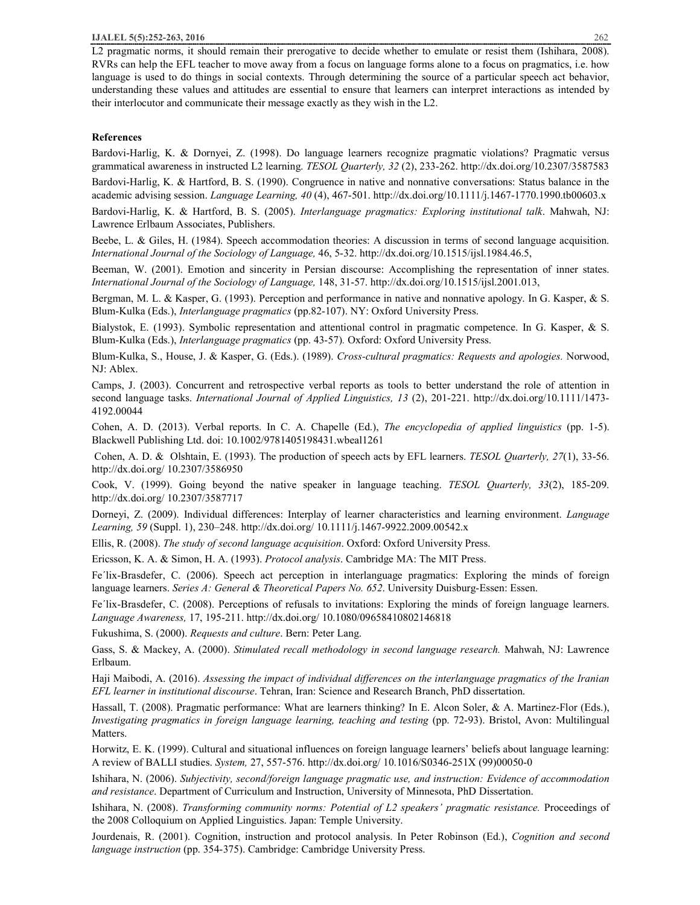L2 pragmatic norms, it should remain their prerogative to decide whether to emulate or resist them (Ishihara, 2008). RVRs can help the EFL teacher to move away from a focus on language forms alone to a focus on pragmatics, i.e. how language is used to do things in social contexts. Through determining the source of a particular speech act behavior, understanding these values and attitudes are essential to ensure that learners can interpret interactions as intended by their interlocutor and communicate their message exactly as they wish in the L2.

**References**

Bardovi-Harlig, K. & Dornyei, Z. (1998). Do language learners recognize pragmatic violations? Pragmatic versus grammatical awareness in instructed L2 learning. *TESOL Quarterly, 32* (2), 233-262. http://dx.doi.org/10.2307/3587583

Bardovi-Harlig, K. & Hartford, B. S. (1990). Congruence in native and nonnative conversations: Status balance in the academic advising session. *Language Learning, 40* (4), 467-501. http://dx.doi.org/10.1111/j.1467-1770.1990.tb00603.x

Bardovi-Harlig, K. & Hartford, B. S. (2005). *Interlanguage pragmatics: Exploring institutional talk*. Mahwah, NJ: Lawrence Erlbaum Associates, Publishers.

Beebe, L. & Giles, H. (1984). Speech accommodation theories: A discussion in terms of second language acquisition. *International Journal of the Sociology of Language,* 46, 5-32. http://dx.doi.org/10.1515/ijsl.1984.46.5,

Beeman, W. (2001). Emotion and sincerity in Persian discourse: Accomplishing the representation of inner states. *International Journal of the Sociology of Language,* 148, 31-57. http://dx.doi.org/10.1515/ijsl.2001.013,

Bergman, M. L. & Kasper, G. (1993). Perception and performance in native and nonnative apology. In G. Kasper, & S. Blum-Kulka (Eds.), *Interlanguage pragmatics* (pp.82-107). NY: Oxford University Press.

Bialystok, E. (1993). Symbolic representation and attentional control in pragmatic competence. In G. Kasper, & S. Blum-Kulka (Eds.), *Interlanguage pragmatics* (pp. 43-57)*.* Oxford: Oxford University Press.

Blum-Kulka, S., House, J. & Kasper, G. (Eds.). (1989). *Cross-cultural pragmatics: Requests and apologies.* Norwood, NJ: Ablex.

Camps, J. (2003). Concurrent and retrospective verbal reports as tools to better understand the role of attention in second language tasks. *International Journal of Applied Linguistics, 13* (2), 201-221. http://dx.doi.org/10.1111/1473-4192.00044

Cohen, A. D. (2013). Verbal reports. In C. A. Chapelle (Ed.), *The encyclopedia of applied linguistics* (pp. 1-5). Blackwell Publishing Ltd. doi: 10.1002/9781405198431.wbeal1261

Cohen, A. D. & Olshtain, E. (1993). The production of speech acts by EFL learners. *TESOL Quarterly, 27*(1), 33-56. http://dx.doi.org/ 10.2307/3586950

Cook, V. (1999). Going beyond the native speaker in language teaching. *TESOL Quarterly, 33*(2), 185-209. http://dx.doi.org/ 10.2307/3587717

Dorneyi, Z. (2009). Individual differences: Interplay of learner characteristics and learning environment. *Language Learning, 59* (Suppl. 1), 230–248. http://dx.doi.org/ 10.1111/j.1467-9922.2009.00542.x

Ellis, R. (2008). *The study of second language acquisition*. Oxford: Oxford University Press.

Ericsson, K. A. & Simon, H. A. (1993). *Protocol analysis*. Cambridge MA: The MIT Press.

Fe´lix-Brasdefer, C. (2006). Speech act perception in interlanguage pragmatics: Exploring the minds of foreign language learners. *Series A: General & Theoretical Papers No. 652*. University Duisburg-Essen: Essen.

Fe´lix-Brasdefer, C. (2008). Perceptions of refusals to invitations: Exploring the minds of foreign language learners. *Language Awareness,* 17, 195-211. http://dx.doi.org/ 10.1080/09658410802146818

Fukushima, S. (2000). *Requests and culture*. Bern: Peter Lang.

Gass, S. & Mackey, A. (2000). *Stimulated recall methodology in second language research.* Mahwah, NJ: Lawrence Erlbaum.

Haji Maibodi, A. (2016). *Assessing the impact of individual differences on the interlanguage pragmatics of the Iranian EFL learner in institutional discourse*. Tehran, Iran: Science and Research Branch, PhD dissertation.

Hassall, T. (2008). Pragmatic performance: What are learners thinking? In E. Alcon Soler, & A. Martinez-Flor (Eds.), *Investigating pragmatics in foreign language learning, teaching and testing* (pp. 72-93). Bristol, Avon: Multilingual Matters.

Horwitz, E. K. (1999). Cultural and situational influences on foreign language learners' beliefs about language learning: A review of BALLI studies. *System,* 27, 557-576. http://dx.doi.org/ 10.1016/S0346-251X (99)00050-0

Ishihara, N. (2006). *Subjectivity, second/foreign language pragmatic use, and instruction: Evidence of accommodation and resistance*. Department of Curriculum and Instruction, University of Minnesota, PhD Dissertation.

Ishihara, N. (2008). *Transforming community norms: Potential of L2 speakers' pragmatic resistance.* Proceedings of the 2008 Colloquium on Applied Linguistics. Japan: Temple University.

Jourdenais, R. (2001). Cognition, instruction and protocol analysis. In Peter Robinson (Ed.), *Cognition and second language instruction* (pp. 354-375). Cambridge: Cambridge University Press.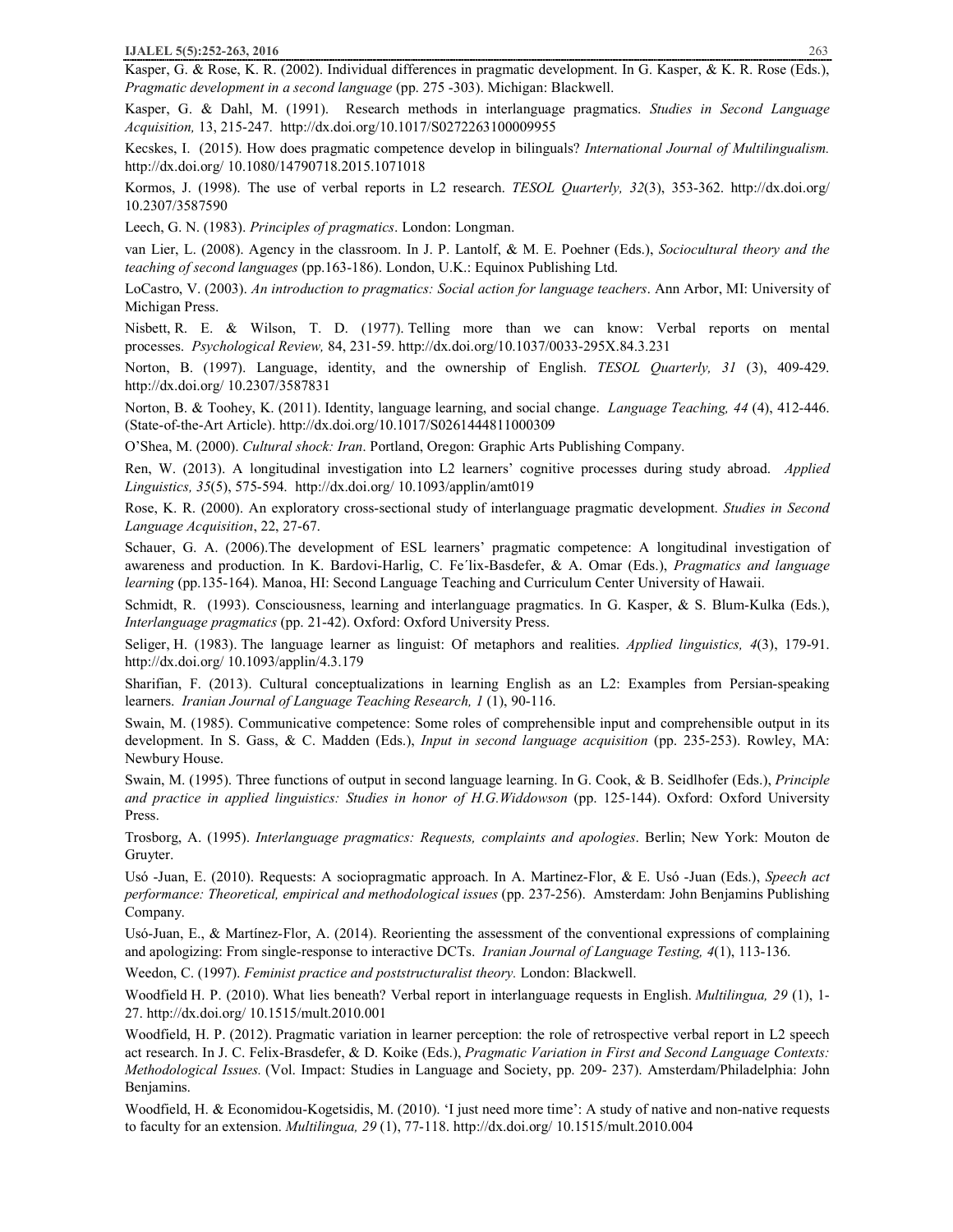Kasper, G. & Rose, K. R. (2002). Individual differences in pragmatic development. In G. Kasper, & K. R. Rose (Eds.), *Pragmatic development in a second language* (pp. 275 -303). Michigan: Blackwell.

Kasper, G. & Dahl, M. (1991). Research methods in interlanguage pragmatics. *Studies in Second Language Acquisition,* 13, 215-247. http://dx.doi.org/10.1017/S0272263100009955

Kecskes, I. (2015). How does pragmatic competence develop in bilinguals? *International Journal of Multilingualism.* http://dx.doi.org/ 10.1080/14790718.2015.1071018

Kormos, J. (1998). The use of verbal reports in L2 research. *TESOL Quarterly, 32*(3), 353-362. http://dx.doi.org/ 10.2307/3587590

Leech, G. N. (1983). *Principles of pragmatics*. London: Longman.

van Lier, L. (2008). Agency in the classroom. In J. P. Lantolf, & M. E. Poehner (Eds.), *Sociocultural theory and the teaching of second languages* (pp.163-186). London, U.K.: Equinox Publishing Ltd.

LoCastro, V. (2003). *An introduction to pragmatics: Social action for language teachers*. Ann Arbor, MI: University of Michigan Press.

Nisbett, R. E. & Wilson, T. D. (1977). Telling more than we can know: Verbal reports on mental processes. *Psychological Review,* 84, 231-59. http://dx.doi.org/10.1037/0033-295X.84.3.231

Norton, B. (1997). Language, identity, and the ownership of English. *TESOL Quarterly, 31* (3), 409-429. http://dx.doi.org/ 10.2307/3587831

Norton, B. & Toohey, K. (2011). Identity, language learning, and social change. *Language Teaching, 44* (4), 412-446. (State-of-the-Art Article). http://dx.doi.org/10.1017/S0261444811000309

O'Shea, M. (2000). *Cultural shock: Iran*. Portland, Oregon: Graphic Arts Publishing Company.

Ren, W. (2013). A longitudinal investigation into L2 learners' cognitive processes during study abroad. *Applied Linguistics, 35*(5), 575-594. http://dx.doi.org/ 10.1093/applin/amt019

Rose, K. R. (2000). An exploratory cross-sectional study of interlanguage pragmatic development. *Studies in Second Language Acquisition*, 22, 27-67.

Schauer, G. A. (2006).The development of ESL learners' pragmatic competence: A longitudinal investigation of awareness and production. In K. Bardovi-Harlig, C. Fe´lix-Basdefer, & A. Omar (Eds.), *Pragmatics and language learning* (pp.135-164). Manoa, HI: Second Language Teaching and Curriculum Center University of Hawaii.

Schmidt, R. (1993). Consciousness, learning and interlanguage pragmatics. In G. Kasper, & S. Blum-Kulka (Eds.), *Interlanguage pragmatics* (pp. 21-42). Oxford: Oxford University Press.

Seliger, H. (1983). The language learner as linguist: Of metaphors and realities. *Applied linguistics, 4*(3), 179-91. http://dx.doi.org/ 10.1093/applin/4.3.179

Sharifian, F. (2013). Cultural conceptualizations in learning English as an L2: Examples from Persian-speaking learners. *Iranian Journal of Language Teaching Research, 1* (1), 90-116.

Swain, M. (1985). Communicative competence: Some roles of comprehensible input and comprehensible output in its development. In S. Gass, & C. Madden (Eds.), *Input in second language acquisition* (pp. 235-253). Rowley, MA: Newbury House.

Swain, M. (1995). Three functions of output in second language learning. In G. Cook, & B. Seidlhofer (Eds.), *Principle and practice in applied linguistics: Studies in honor of H.G.Widdowson* (pp. 125-144). Oxford: Oxford University Press.

Trosborg, A. (1995). *Interlanguage pragmatics: Requests, complaints and apologies*. Berlin; New York: Mouton de Gruyter.

Usó -Juan, E. (2010). Requests: A sociopragmatic approach. In A. Martinez-Flor, & E. Usó -Juan (Eds.), *Speech act performance: Theoretical, empirical and methodological issues* (pp. 237-256). Amsterdam: John Benjamins Publishing Company.

Usó-Juan, E., & Martínez-Flor, A. (2014). Reorienting the assessment of the conventional expressions of complaining and apologizing: From single-response to interactive DCTs. *Iranian Journal of Language Testing, 4*(1), 113-136.

Weedon, C. (1997). *Feminist practice and poststructuralist theory.* London: Blackwell.

Woodfield H. P. (2010). What lies beneath? Verbal report in interlanguage requests in English. *Multilingua, 29* (1), 1-27. http://dx.doi.org/ 10.1515/mult.2010.001

Woodfield, H. P. (2012). Pragmatic variation in learner perception: the role of retrospective verbal report in L2 speech act research. In J. C. Felix-Brasdefer, & D. Koike (Eds.), *Pragmatic Variation in First and Second Language Contexts: Methodological Issues.* (Vol. Impact: Studies in Language and Society, pp. 209- 237). Amsterdam/Philadelphia: John Benjamins.

Woodfield, H. & Economidou-Kogetsidis, M. (2010). 'I just need more time': A study of native and non-native requests to faculty for an extension. *Multilingua, 29* (1), 77-118. http://dx.doi.org/ 10.1515/mult.2010.004